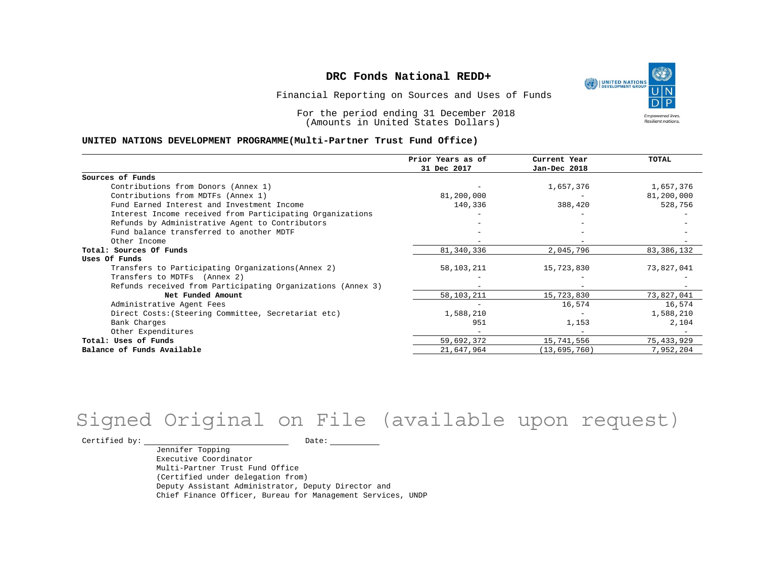# DRC Fonds National REDD+

Financial Reporting on Sources and Uses of Funds

For the period ending 31 December 2018
(Amounts in United States Dollars)

**UNITED NATIONS DEVELOPMENT PROGRAMME(Multi-Partner Trust Fund Office)**

| | Prior Years as of 31 Dec 2017 | Current Year Jan-Dec 2018 | TOTAL |
|---|---|---|---|
| **Sources of Funds** | | | |
| Contributions from Donors (Annex 1) | - | 1,657,376 | 1,657,376 |
| Contributions from MDTFs (Annex 1) | 81,200,000 | - | 81,200,000 |
| Fund Earned Interest and Investment Income | 140,336 | 388,420 | 528,756 |
| Interest Income received from Participating Organizations | - | - | - |
| Refunds by Administrative Agent to Contributors | - | - | - |
| Fund balance transferred to another MDTF | - | - | - |
| Other Income | - | - | - |
| **Total: Sources Of Funds** | 81,340,336 | 2,045,796 | 83,386,132 |
| **Uses Of Funds** | | | |
| Transfers to Participating Organizations(Annex 2) | 58,103,211 | 15,723,830 | 73,827,041 |
| Transfers to MDTFs (Annex 2) | - | - | - |
| Refunds received from Participating Organizations (Annex 3) | - | - | - |
| **Net Funded Amount** | 58,103,211 | 15,723,830 | 73,827,041 |
| Administrative Agent Fees | - | 16,574 | 16,574 |
| Direct Costs:(Steering Committee, Secretariat etc) | 1,588,210 | - | 1,588,210 |
| Bank Charges | 951 | 1,153 | 2,104 |
| Other Expenditures | - | - | - |
| **Total: Uses of Funds** | 59,692,372 | 15,741,556 | 75,433,929 |
| **Balance of Funds Available** | 21,647,964 | (13,695,760) | 7,952,204 |

Signed Original on File (available upon request)

Certified by: ______________________ Date: __________

Jennifer Topping
Executive Coordinator
Multi-Partner Trust Fund Office
(Certified under delegation from)
Deputy Assistant Administrator, Deputy Director and
Chief Finance Officer, Bureau for Management Services, UNDP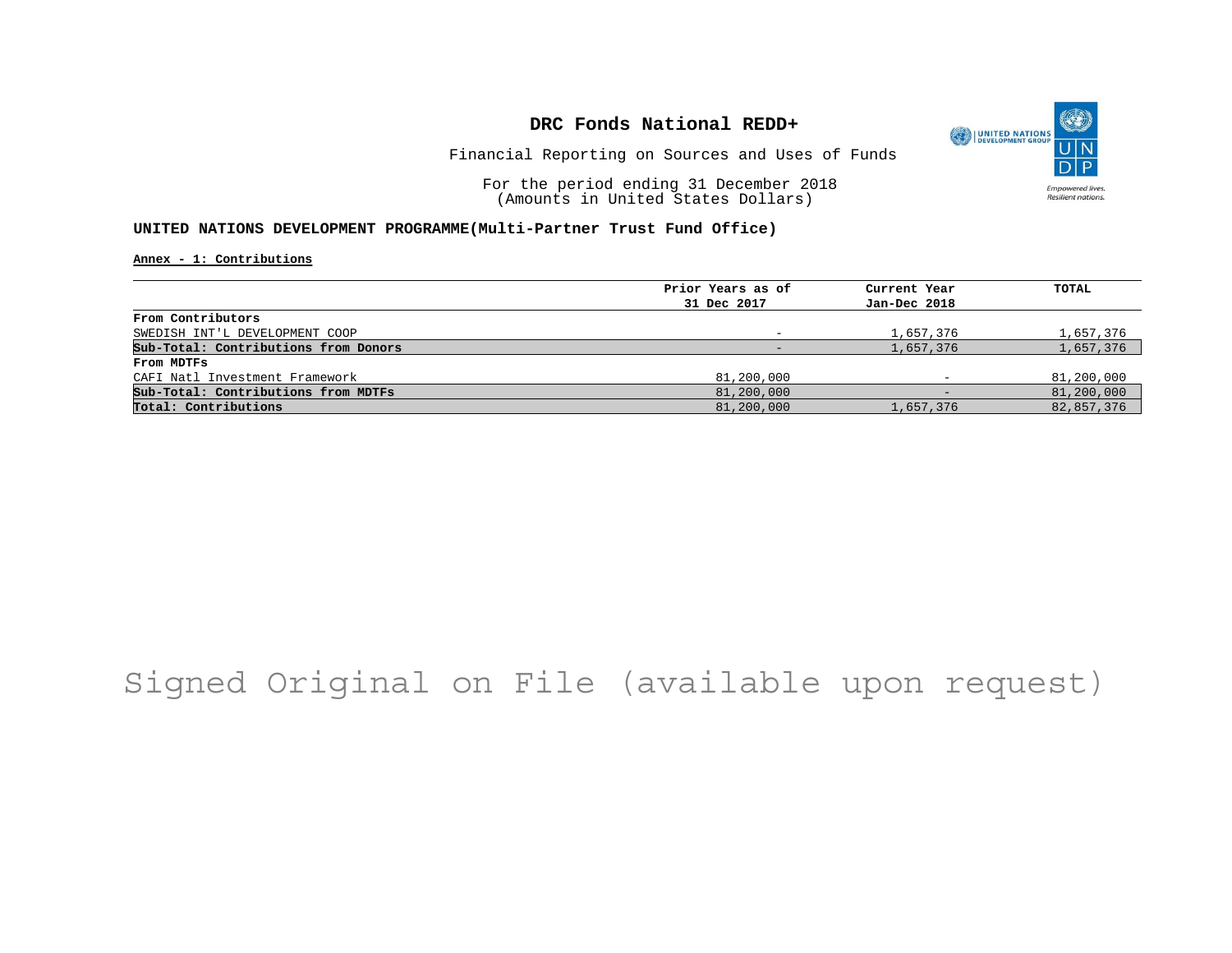# DRC Fonds National REDD+

Financial Reporting on Sources and Uses of Funds

For the period ending 31 December 2018
(Amounts in United States Dollars)

## UNITED NATIONS DEVELOPMENT PROGRAMME(Multi-Partner Trust Fund Office)

**Annex - 1: Contributions**

| | Prior Years as of 31 Dec 2017 | Current Year Jan-Dec 2018 | TOTAL |
|---|---|---|---|
| **From Contributors** | | | |
| SWEDISH INT'L DEVELOPMENT COOP | - | 1,657,376 | 1,657,376 |
| **Sub-Total: Contributions from Donors** | - | 1,657,376 | 1,657,376 |
| **From MDTFs** | | | |
| CAFI Natl Investment Framework | 81,200,000 | - | 81,200,000 |
| **Sub-Total: Contributions from MDTFs** | 81,200,000 | - | 81,200,000 |
| **Total: Contributions** | 81,200,000 | 1,657,376 | 82,857,376 |

Signed Original on File (available upon request)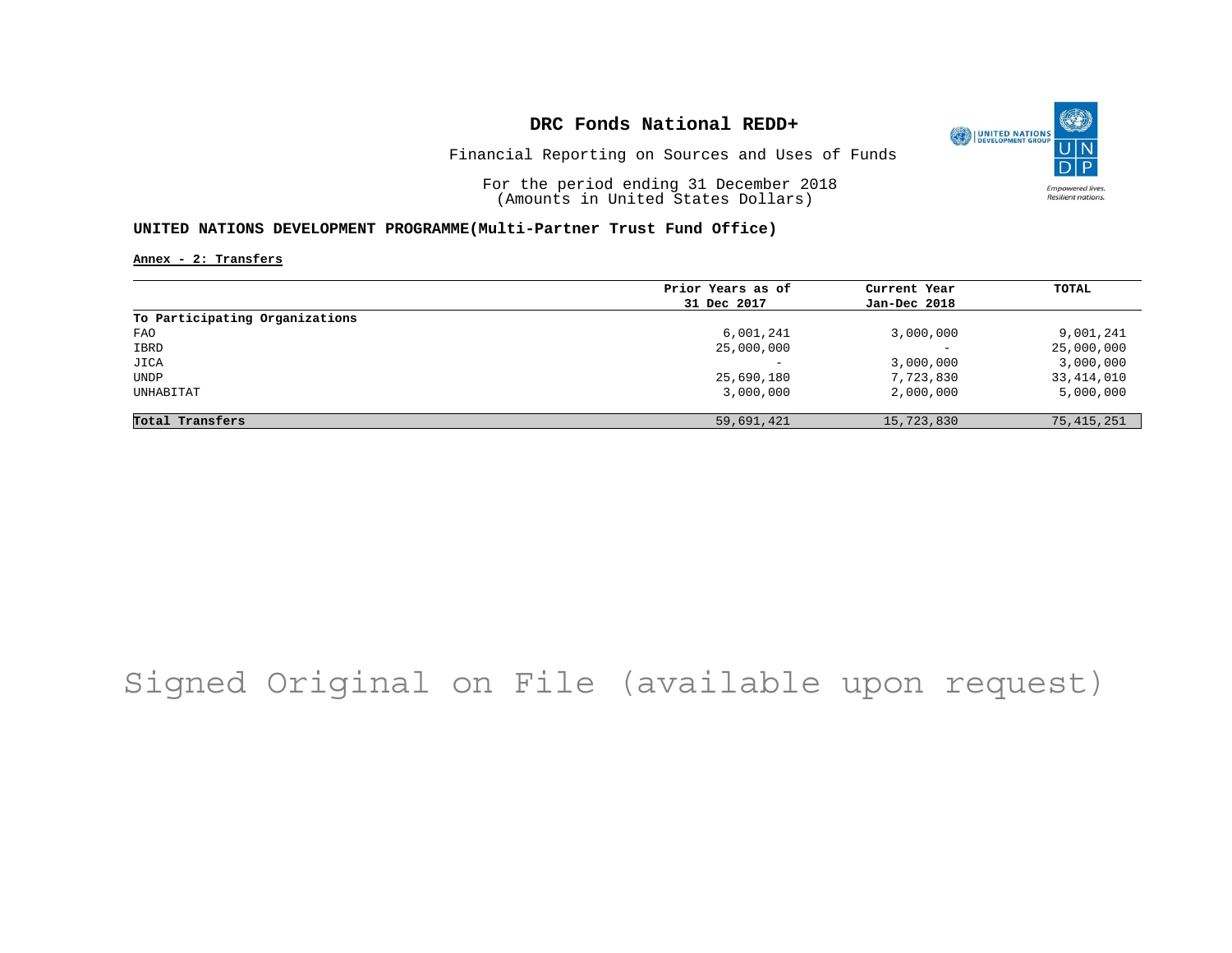# DRC Fonds National REDD+

Financial Reporting on Sources and Uses of Funds

For the period ending 31 December 2018
(Amounts in United States Dollars)

**UNITED NATIONS DEVELOPMENT PROGRAMME(Multi-Partner Trust Fund Office)**

**Annex - 2: Transfers**

| | Prior Years as of 31 Dec 2017 | Current Year Jan-Dec 2018 | TOTAL |
|---|---|---|---|
| **To Participating Organizations** | | | |
| FAO | 6,001,241 | 3,000,000 | 9,001,241 |
| IBRD | 25,000,000 | - | 25,000,000 |
| JICA | - | 3,000,000 | 3,000,000 |
| UNDP | 25,690,180 | 7,723,830 | 33,414,010 |
| UNHABITAT | 3,000,000 | 2,000,000 | 5,000,000 |
| **Total Transfers** | 59,691,421 | 15,723,830 | 75,415,251 |

Signed Original on File (available upon request)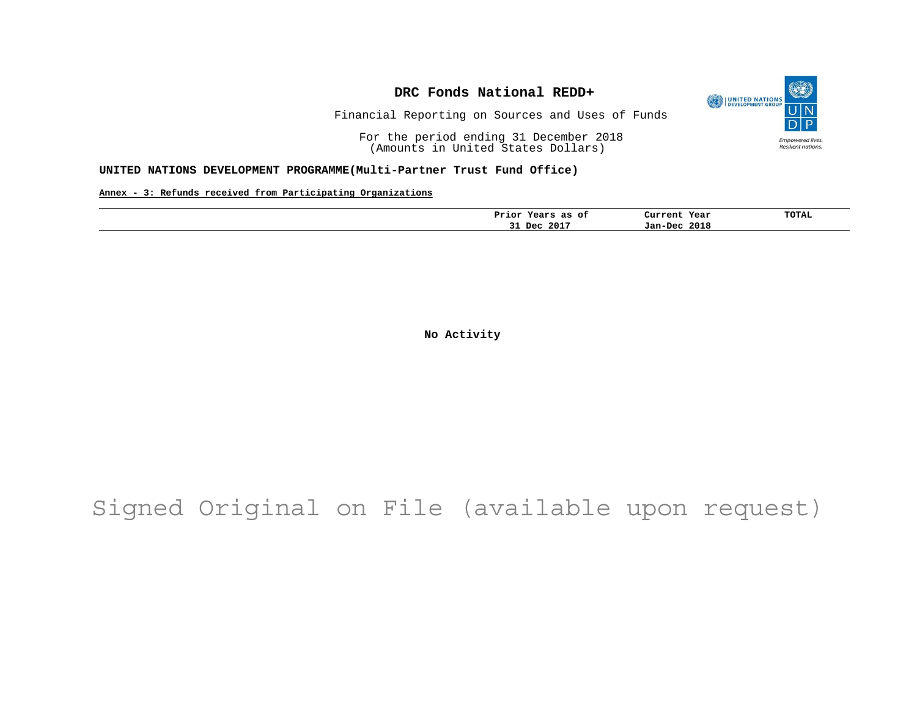# DRC Fonds National REDD+

Financial Reporting on Sources and Uses of Funds

For the period ending 31 December 2018
(Amounts in United States Dollars)

**UNITED NATIONS DEVELOPMENT PROGRAMME(Multi-Partner Trust Fund Office)**

**Annex - 3: Refunds received from Participating Organizations**

| | Prior Years as of 31 Dec 2017 | Current Year Jan-Dec 2018 | TOTAL |
|---|---|---|---|

**No Activity**

Signed Original on File (available upon request)